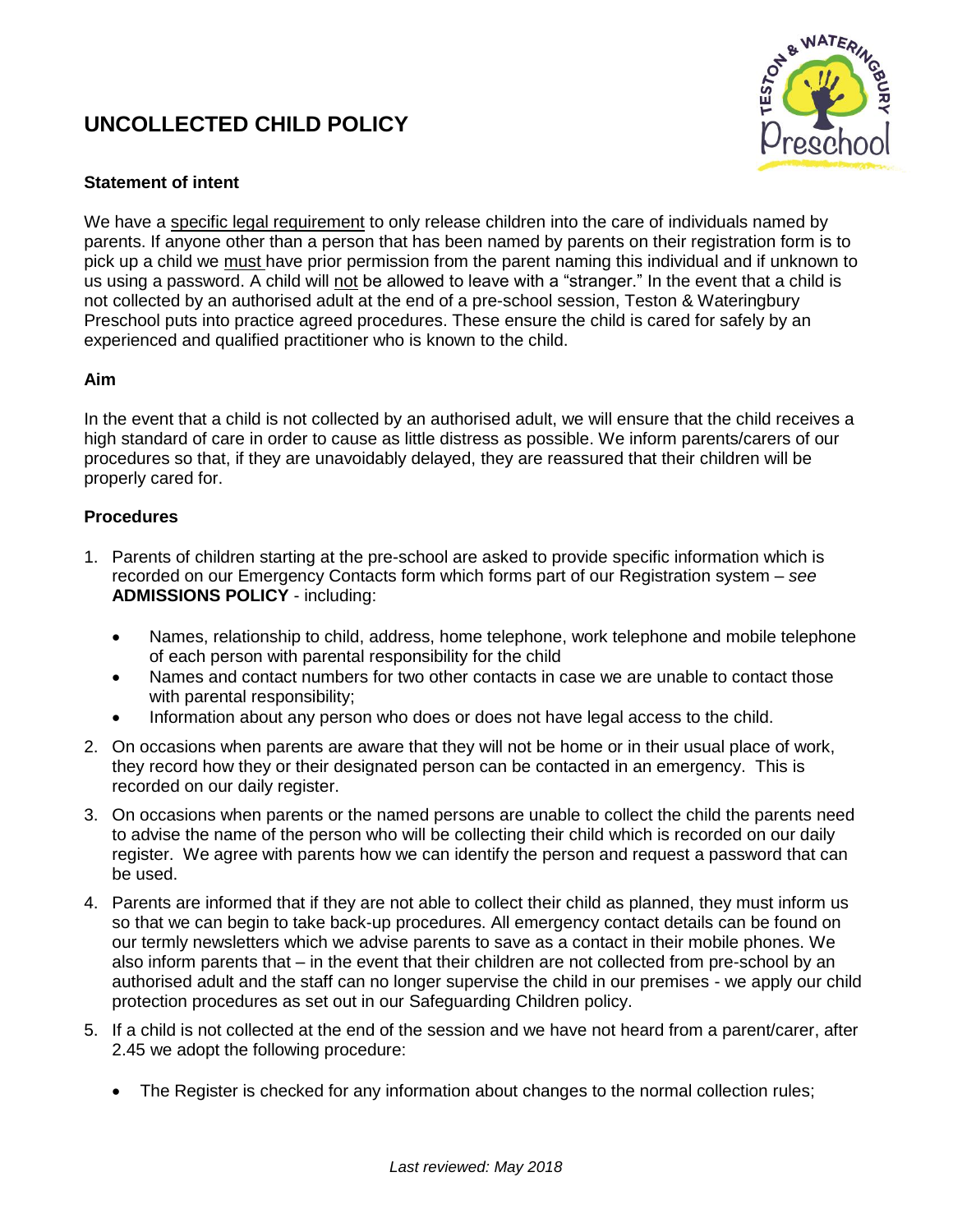# UNCOLLECTED CHILD POLICY

### Statement of intent

We have a specific legal requirement to only release children into the care of individuals named by parents. If anyone other than a person that has been named by parents on their registration form is to pick up a child we must have prior permission from the parent naming this individual and if unknown to us using a password. A child will not be allowed to leave with a "stranger." In the event that a child is not collected by an authorised adult at the end of a pre-school session, Teston & Wateringbury Preschool puts into practice agreed procedures. These ensure the child is cared for safely by an experienced and qualified practitioner who is known to the child.

### Aim

In the event that a child is not collected by an authorised adult, we will ensure that the child receives a high standard of care in order to cause as little distress as possible. We inform parents/carers of our procedures so that, if they are unavoidably delayed, they are reassured that their children will be properly cared for.

### Procedures

1. Parents of children starting at the pre-school are asked to provide specific information which is recorded on our Emergency Contacts form which forms part of our Registration system – *see* **ADMISSIONS POLICY** - including:
    - Names, relationship to child, address, home telephone, work telephone and mobile telephone of each person with parental responsibility for the child
    - Names and contact numbers for two other contacts in case we are unable to contact those with parental responsibility;
    - Information about any person who does or does not have legal access to the child.
2. On occasions when parents are aware that they will not be home or in their usual place of work, they record how they or their designated person can be contacted in an emergency. This is recorded on our daily register.
3. On occasions when parents or the named persons are unable to collect the child the parents need to advise the name of the person who will be collecting their child which is recorded on our daily register. We agree with parents how we can identify the person and request a password that can be used.
4. Parents are informed that if they are not able to collect their child as planned, they must inform us so that we can begin to take back-up procedures. All emergency contact details can be found on our termly newsletters which we advise parents to save as a contact in their mobile phones. We also inform parents that – in the event that their children are not collected from pre-school by an authorised adult and the staff can no longer supervise the child in our premises - we apply our child protection procedures as set out in our Safeguarding Children policy.
5. If a child is not collected at the end of the session and we have not heard from a parent/carer, after 2.45 we adopt the following procedure:
    - The Register is checked for any information about changes to the normal collection rules;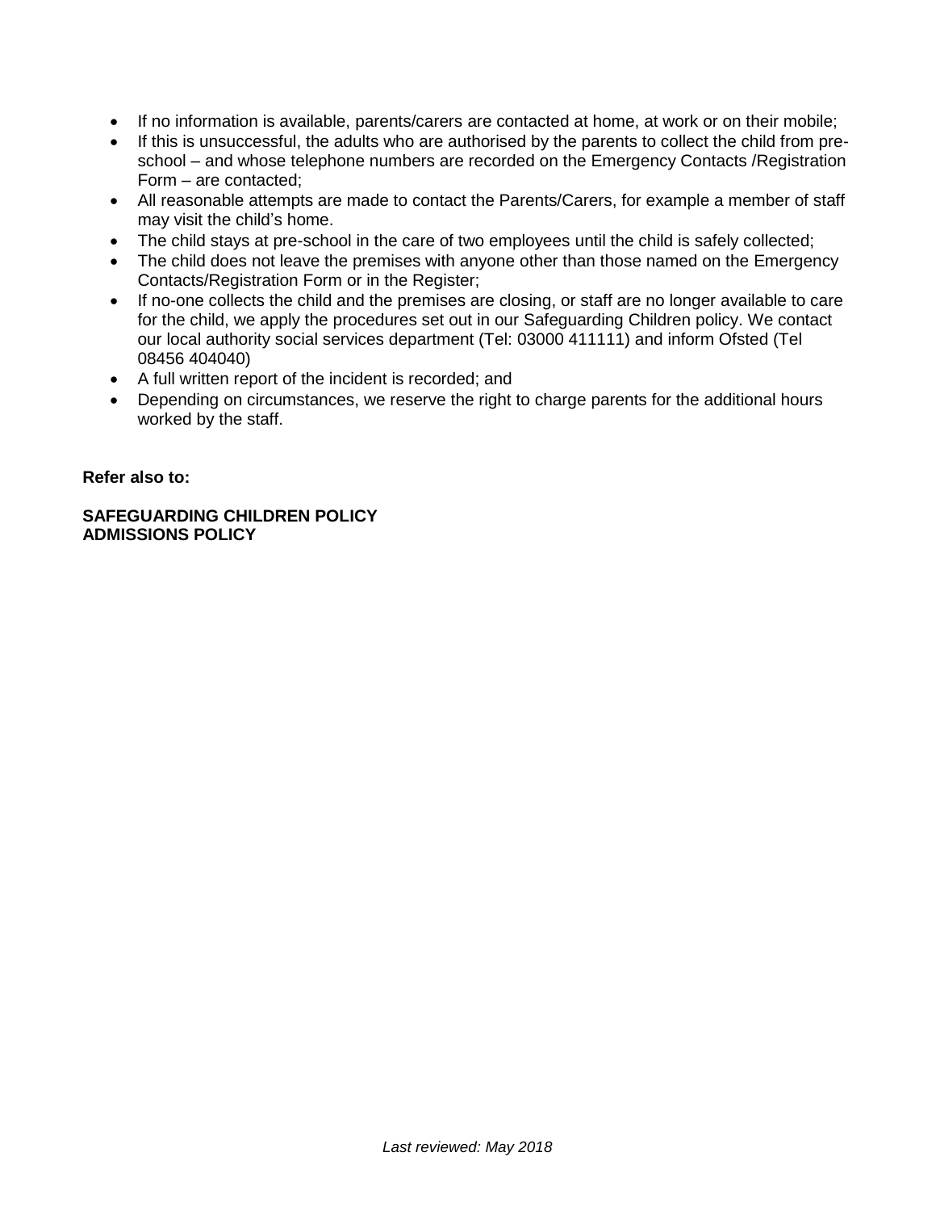- If no information is available, parents/carers are contacted at home, at work or on their mobile;
- If this is unsuccessful, the adults who are authorised by the parents to collect the child from pre-school – and whose telephone numbers are recorded on the Emergency Contacts /Registration Form – are contacted;
- All reasonable attempts are made to contact the Parents/Carers, for example a member of staff may visit the child's home.
- The child stays at pre-school in the care of two employees until the child is safely collected;
- The child does not leave the premises with anyone other than those named on the Emergency Contacts/Registration Form or in the Register;
- If no-one collects the child and the premises are closing, or staff are no longer available to care for the child, we apply the procedures set out in our Safeguarding Children policy. We contact our local authority social services department (Tel: 03000 411111) and inform Ofsted (Tel 08456 404040)
- A full written report of the incident is recorded; and
- Depending on circumstances, we reserve the right to charge parents for the additional hours worked by the staff.

**Refer also to:**

**SAFEGUARDING CHILDREN POLICY**
**ADMISSIONS POLICY**

*Last reviewed: May 2018*